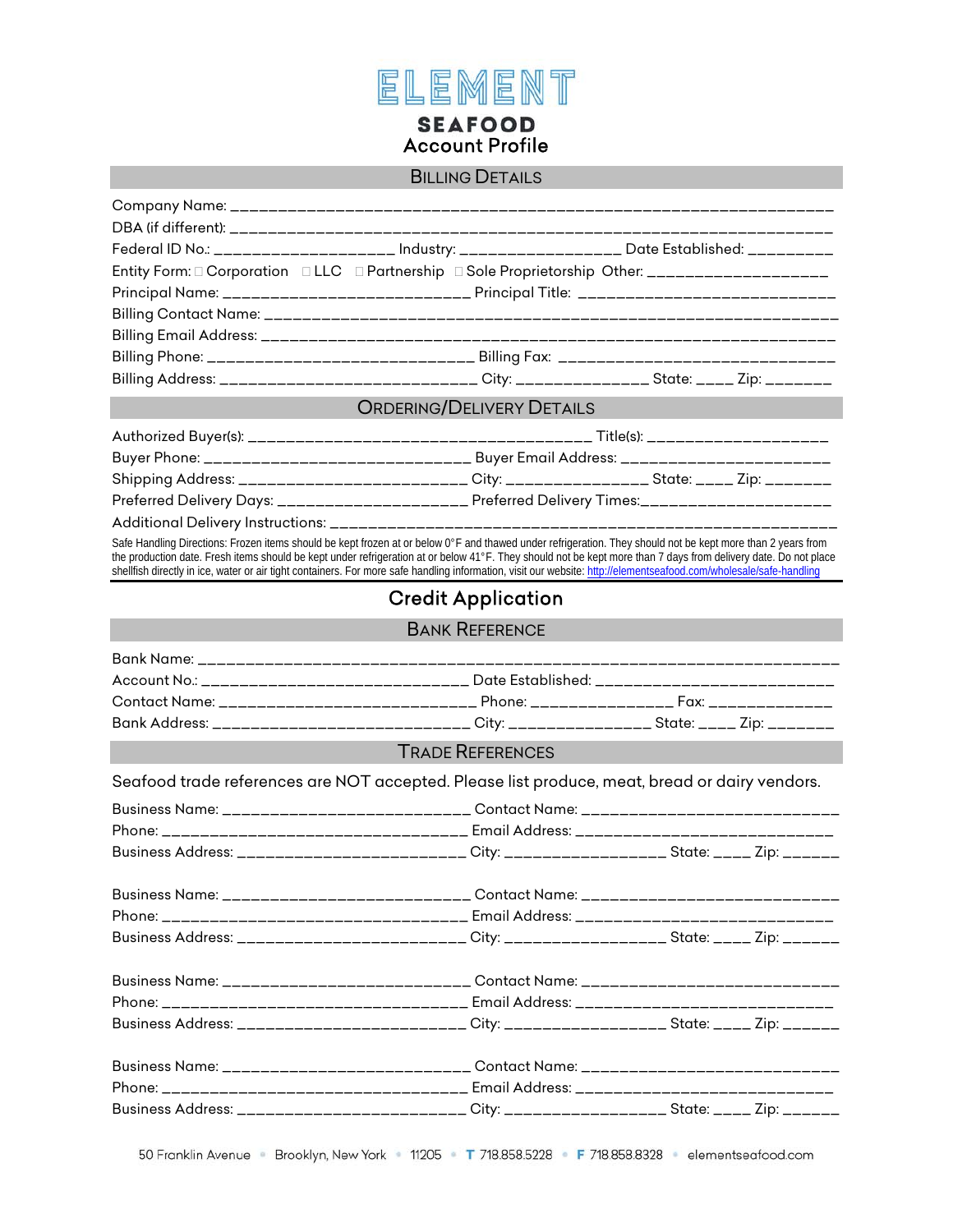# ELEMENT SEAFOOD

## Account Profile

### Billing Details

Company Name: ______________________________________________________________

DBA (if different): ______________________________________________________________

Federal ID No.: ____________________ Industry: __________________ Date Established: _________

Entity Form: ☐ Corporation ☐ LLC ☐ Partnership ☐ Sole Proprietorship Other: ____________________

Principal Name: ___________________________ Principal Title: ___________________________

Billing Contact Name: ______________________________________________________________

Billing Email Address: ______________________________________________________________

Billing Phone: _____________________________ Billing Fax: ______________________________

Billing Address: ____________________________ City: _______________ State: ____ Zip: _______

### Ordering/Delivery Details

Authorized Buyer(s): ______________________________________ Title(s): ____________________

Buyer Phone: ______________________________ Buyer Email Address: _______________________

Shipping Address: __________________________ City: ________________ State: ____ Zip: _______

Preferred Delivery Days: ______________________ Preferred Delivery Times:____________________

Additional Delivery Instructions: ______________________________________________________

Safe Handling Directions: Frozen items should be kept frozen at or below 0°F and thawed under refrigeration. They should not be kept more than 2 years from the production date. Fresh items should be kept under refrigeration at or below 41°F. They should not be kept more than 7 days from delivery date. Do not place shellfish directly in ice, water or air tight containers. For more safe handling information, visit our website: http://elementseafood.com/wholesale/safe-handling

## Credit Application

### Bank Reference

Bank Name: ______________________________________________________________________

Account No.: ______________________________ Date Established: __________________________

Contact Name: ____________________________ Phone: ________________ Fax: ______________

Bank Address: ____________________________ City: ________________ State: ____ Zip: _______

### Trade References

Seafood trade references are NOT accepted. Please list produce, meat, bread or dairy vendors.

Business Name: ____________________________ Contact Name: ____________________________

Phone: ___________________________________ Email Address: ____________________________

Business Address: _________________________ City: __________________ State: ____ Zip: ______

Business Name: ____________________________ Contact Name: ____________________________

Phone: ___________________________________ Email Address: ____________________________

Business Address: _________________________ City: __________________ State: ____ Zip: ______

Business Name: ____________________________ Contact Name: ____________________________

Phone: ___________________________________ Email Address: ____________________________

Business Address: _________________________ City: __________________ State: ____ Zip: ______

Business Name: ____________________________ Contact Name: ____________________________

Phone: ___________________________________ Email Address: ____________________________

Business Address: _________________________ City: __________________ State: ____ Zip: ______

50 Franklin Avenue • Brooklyn, New York • 11205 • T 718.858.5228 • F 718.858.8328 • elementseafood.com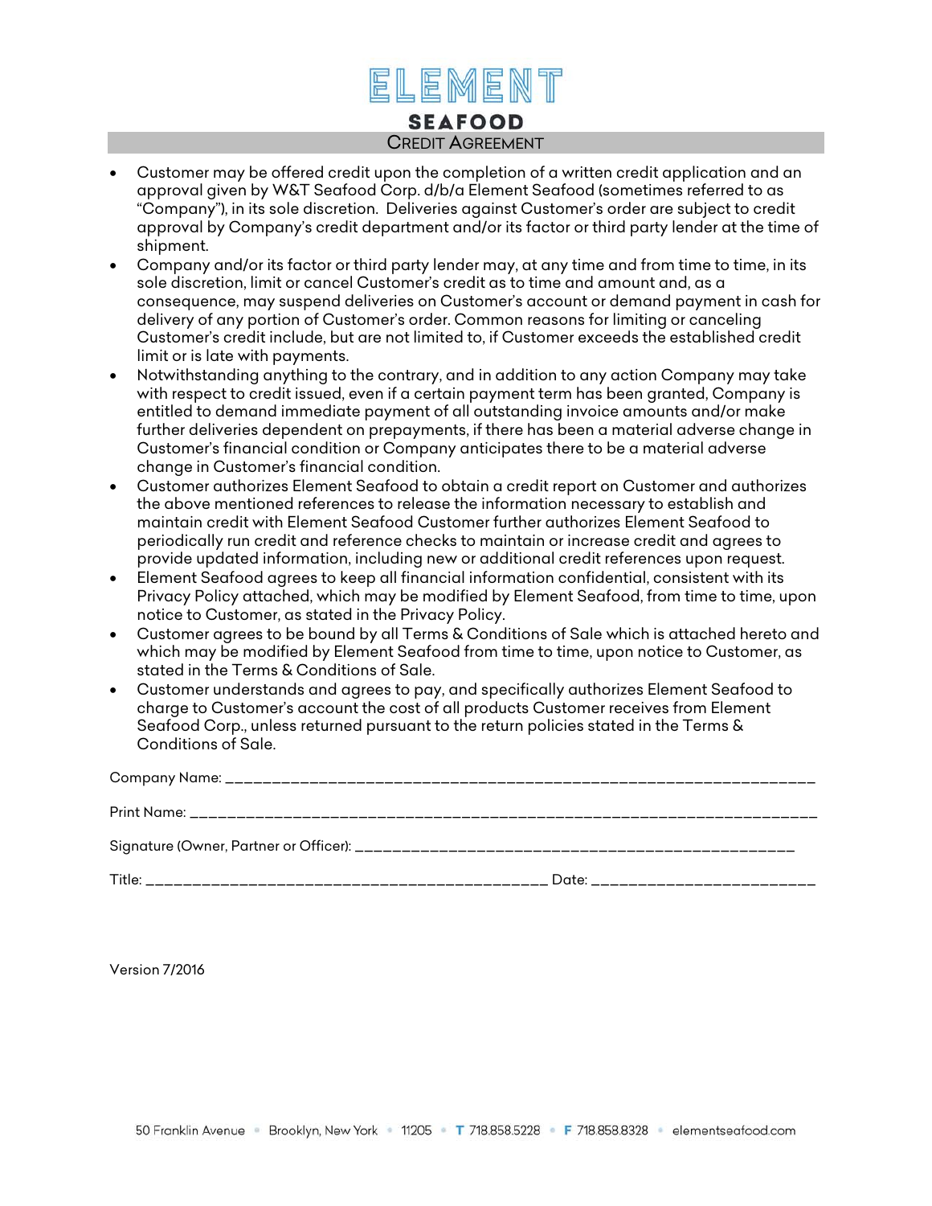# ELEMENT

## SEAFOOD

### CREDIT AGREEMENT

- Customer may be offered credit upon the completion of a written credit application and an approval given by W&T Seafood Corp. d/b/a Element Seafood (sometimes referred to as "Company"), in its sole discretion. Deliveries against Customer's order are subject to credit approval by Company's credit department and/or its factor or third party lender at the time of shipment.
- Company and/or its factor or third party lender may, at any time and from time to time, in its sole discretion, limit or cancel Customer's credit as to time and amount and, as a consequence, may suspend deliveries on Customer's account or demand payment in cash for delivery of any portion of Customer's order. Common reasons for limiting or canceling Customer's credit include, but are not limited to, if Customer exceeds the established credit limit or is late with payments.
- Notwithstanding anything to the contrary, and in addition to any action Company may take with respect to credit issued, even if a certain payment term has been granted, Company is entitled to demand immediate payment of all outstanding invoice amounts and/or make further deliveries dependent on prepayments, if there has been a material adverse change in Customer's financial condition or Company anticipates there to be a material adverse change in Customer's financial condition.
- Customer authorizes Element Seafood to obtain a credit report on Customer and authorizes the above mentioned references to release the information necessary to establish and maintain credit with Element Seafood Customer further authorizes Element Seafood to periodically run credit and reference checks to maintain or increase credit and agrees to provide updated information, including new or additional credit references upon request.
- Element Seafood agrees to keep all financial information confidential, consistent with its Privacy Policy attached, which may be modified by Element Seafood, from time to time, upon notice to Customer, as stated in the Privacy Policy.
- Customer agrees to be bound by all Terms & Conditions of Sale which is attached hereto and which may be modified by Element Seafood from time to time, upon notice to Customer, as stated in the Terms & Conditions of Sale.
- Customer understands and agrees to pay, and specifically authorizes Element Seafood to charge to Customer's account the cost of all products Customer receives from Element Seafood Corp., unless returned pursuant to the return policies stated in the Terms & Conditions of Sale.

Company Name: ____________________________________________________________

Print Name: ______________________________________________________________

Signature (Owner, Partner or Officer): _____________________________________________

Title: ________________________________________ Date: ______________________

Version 7/2016

50 Franklin Avenue • Brooklyn, New York • 11205 • T 718.858.5228 • F 718.858.8328 • elementseafood.com